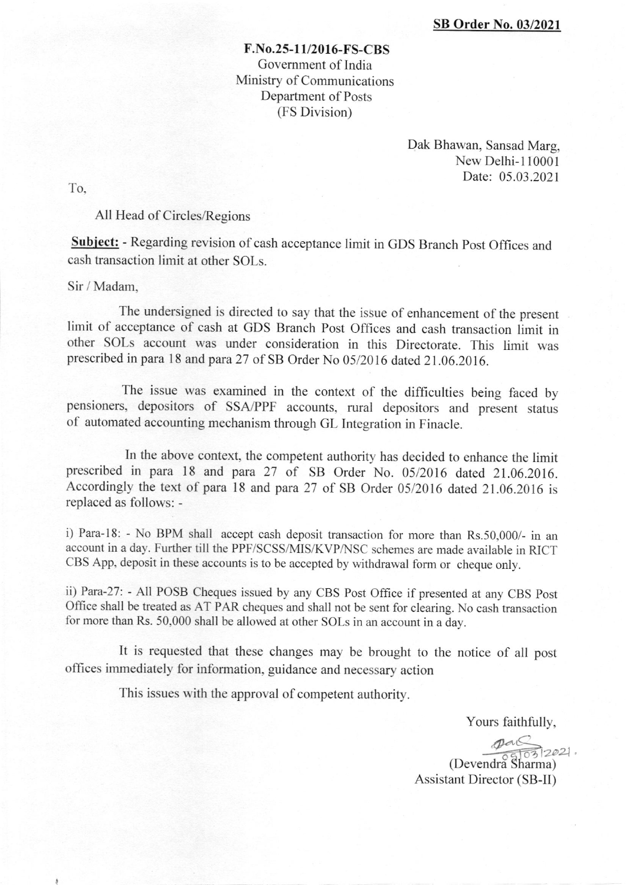**SB Order No. 03/2021**

**F.No.25-11/2016-FS-CBS**
Government of India
Ministry of Communications
Department of Posts
(FS Division)

Dak Bhawan, Sansad Marg,
New Delhi-110001
Date: 05.03.2021

To,

All Head of Circles/Regions

**Subject:** - Regarding revision of cash acceptance limit in GDS Branch Post Offices and cash transaction limit at other SOLs.

Sir / Madam,

The undersigned is directed to say that the issue of enhancement of the present limit of acceptance of cash at GDS Branch Post Offices and cash transaction limit in other SOLs account was under consideration in this Directorate. This limit was prescribed in para 18 and para 27 of SB Order No 05/2016 dated 21.06.2016.

The issue was examined in the context of the difficulties being faced by pensioners, depositors of SSA/PPF accounts, rural depositors and present status of automated accounting mechanism through GL Integration in Finacle.

In the above context, the competent authority has decided to enhance the limit prescribed in para 18 and para 27 of SB Order No. 05/2016 dated 21.06.2016. Accordingly the text of para 18 and para 27 of SB Order 05/2016 dated 21.06.2016 is replaced as follows: -

i) Para-18: - No BPM shall accept cash deposit transaction for more than Rs.50,000/- in an account in a day. Further till the PPF/SCSS/MIS/KVP/NSC schemes are made available in RICT CBS App, deposit in these accounts is to be accepted by withdrawal form or cheque only.

ii) Para-27: - All POSB Cheques issued by any CBS Post Office if presented at any CBS Post Office shall be treated as AT PAR cheques and shall not be sent for clearing. No cash transaction for more than Rs. 50,000 shall be allowed at other SOLs in an account in a day.

It is requested that these changes may be brought to the notice of all post offices immediately for information, guidance and necessary action

This issues with the approval of competent authority.

Yours faithfully,

05/03/2021

(Devendra Sharma)
Assistant Director (SB-II)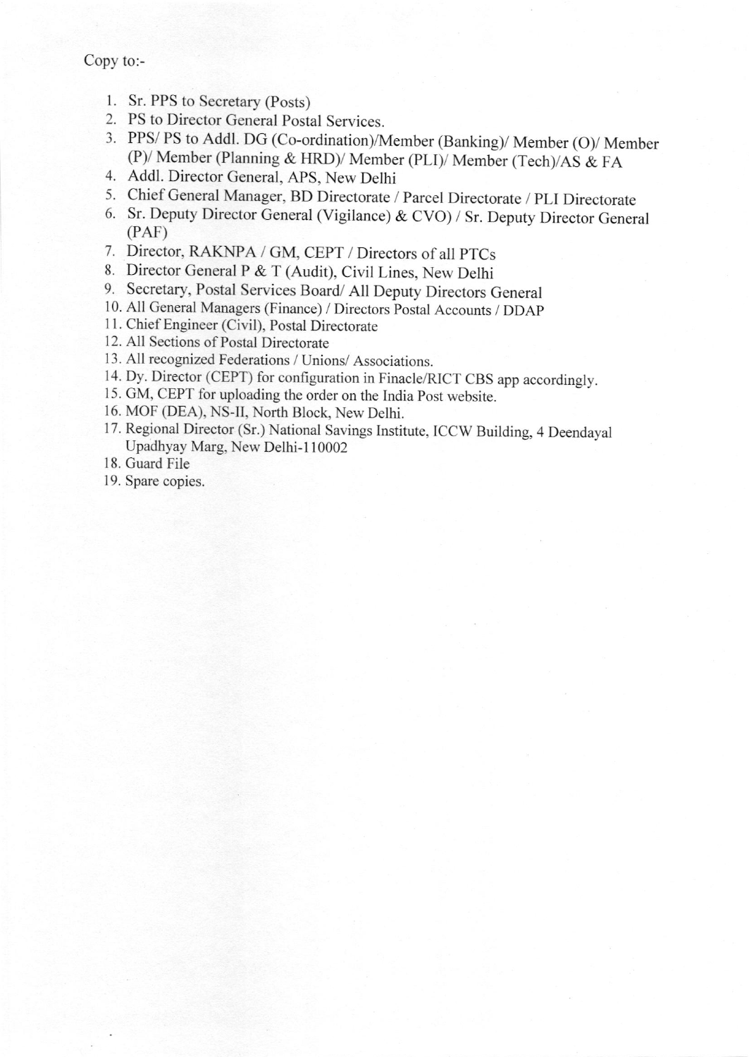Copy to:-

1. Sr. PPS to Secretary (Posts)
2. PS to Director General Postal Services.
3. PPS/ PS to Addl. DG (Co-ordination)/Member (Banking)/ Member (O)/ Member (P)/ Member (Planning & HRD)/ Member (PLI)/ Member (Tech)/AS & FA
4. Addl. Director General, APS, New Delhi
5. Chief General Manager, BD Directorate / Parcel Directorate / PLI Directorate
6. Sr. Deputy Director General (Vigilance) & CVO) / Sr. Deputy Director General (PAF)
7. Director, RAKNPA / GM, CEPT / Directors of all PTCs
8. Director General P & T (Audit), Civil Lines, New Delhi
9. Secretary, Postal Services Board/ All Deputy Directors General
10. All General Managers (Finance) / Directors Postal Accounts / DDAP
11. Chief Engineer (Civil), Postal Directorate
12. All Sections of Postal Directorate
13. All recognized Federations / Unions/ Associations.
14. Dy. Director (CEPT) for configuration in Finacle/RICT CBS app accordingly.
15. GM, CEPT for uploading the order on the India Post website.
16. MOF (DEA), NS-II, North Block, New Delhi.
17. Regional Director (Sr.) National Savings Institute, ICCW Building, 4 Deendayal Upadhyay Marg, New Delhi-110002
18. Guard File
19. Spare copies.